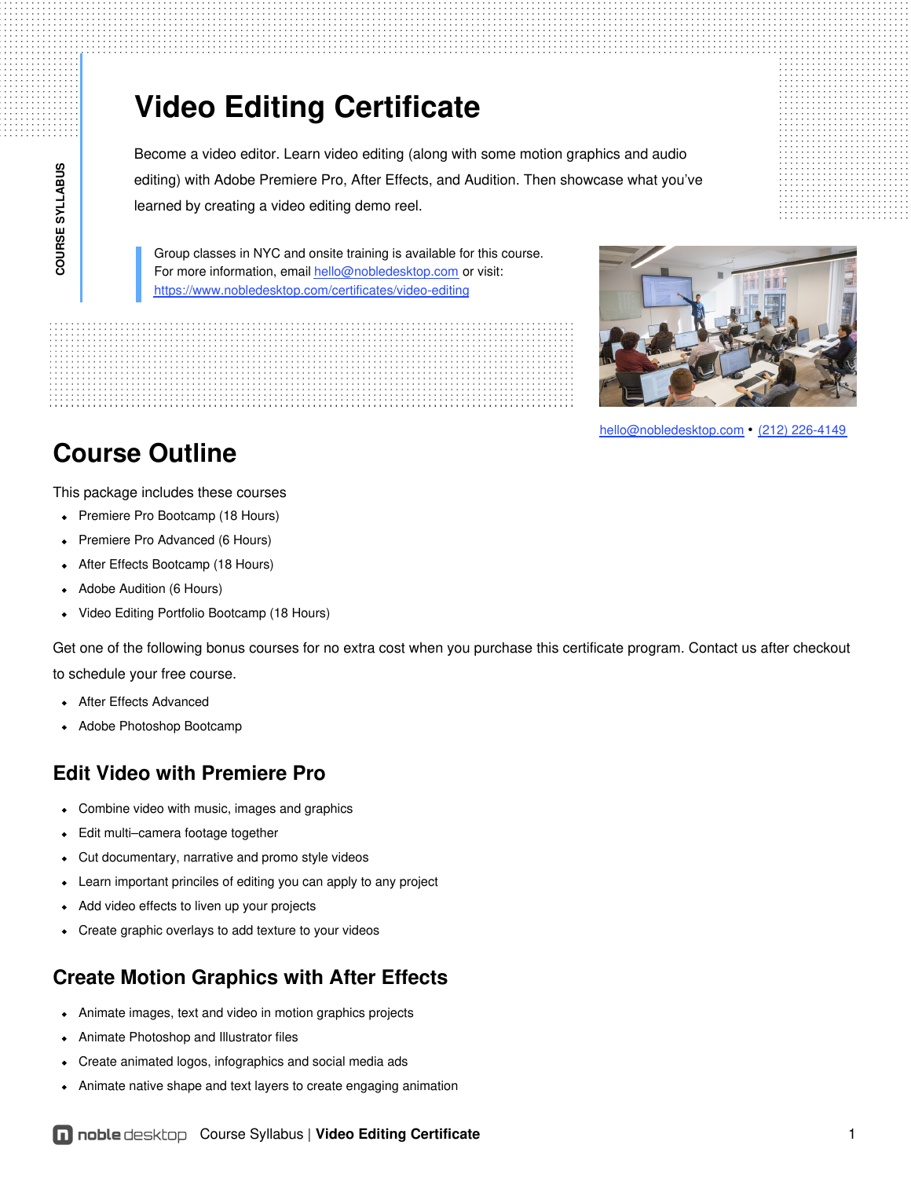COURSE SYLLABUS

# Video Editing Certificate

Become a video editor. Learn video editing (along with some motion graphics and audio editing) with Adobe Premiere Pro, After Effects, and Audition. Then showcase what you've learned by creating a video editing demo reel.

> Group classes in NYC and onsite training is available for this course.
> For more information, email hello@nobledesktop.com or visit:
> https://www.nobledesktop.com/certificates/video-editing

hello@nobledesktop.com • (212) 226-4149

## Course Outline

This package includes these courses

- Premiere Pro Bootcamp (18 Hours)
- Premiere Pro Advanced (6 Hours)
- After Effects Bootcamp (18 Hours)
- Adobe Audition (6 Hours)
- Video Editing Portfolio Bootcamp (18 Hours)

Get one of the following bonus courses for no extra cost when you purchase this certificate program. Contact us after checkout to schedule your free course.

- After Effects Advanced
- Adobe Photoshop Bootcamp

### Edit Video with Premiere Pro

- Combine video with music, images and graphics
- Edit multi–camera footage together
- Cut documentary, narrative and promo style videos
- Learn important princiles of editing you can apply to any project
- Add video effects to liven up your projects
- Create graphic overlays to add texture to your videos

### Create Motion Graphics with After Effects

- Animate images, text and video in motion graphics projects
- Animate Photoshop and Illustrator files
- Create animated logos, infographics and social media ads
- Animate native shape and text layers to create engaging animation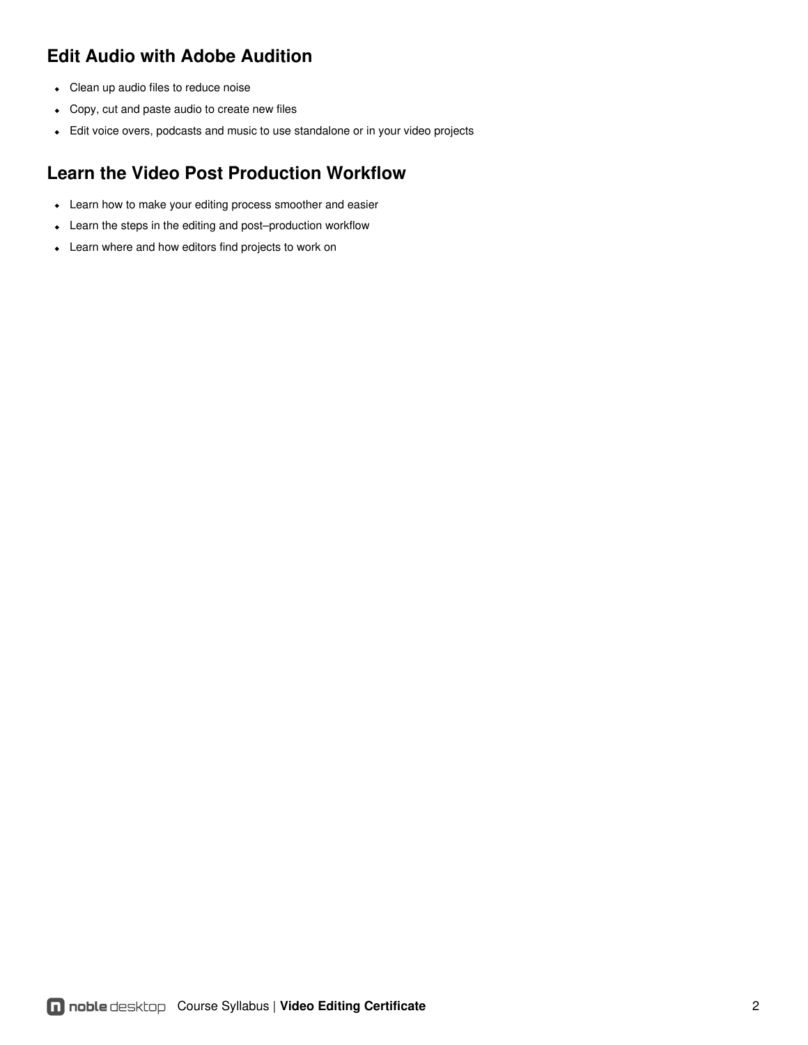## Edit Audio with Adobe Audition

- Clean up audio files to reduce noise
- Copy, cut and paste audio to create new files
- Edit voice overs, podcasts and music to use standalone or in your video projects

## Learn the Video Post Production Workflow

- Learn how to make your editing process smoother and easier
- Learn the steps in the editing and post–production workflow
- Learn where and how editors find projects to work on